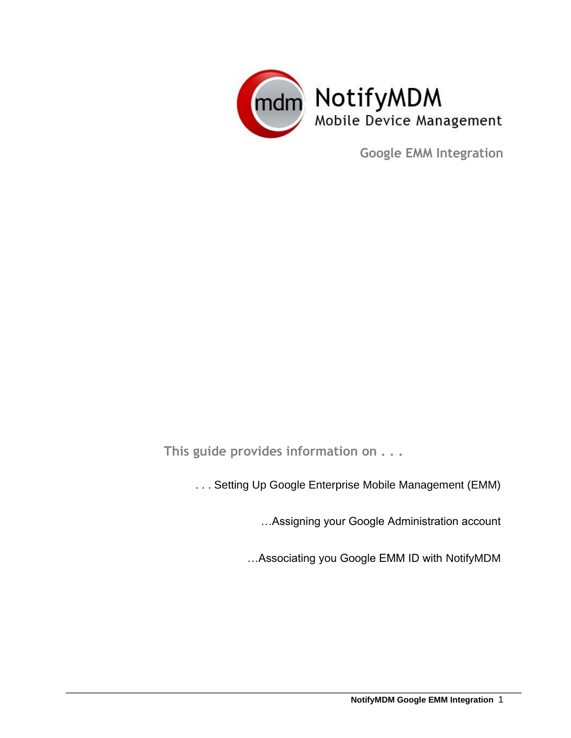# NotifyMDM

Mobile Device Management

## Google EMM Integration

**This guide provides information on . . .**

. . . Setting Up Google Enterprise Mobile Management (EMM)

…Assigning your Google Administration account

…Associating you Google EMM ID with NotifyMDM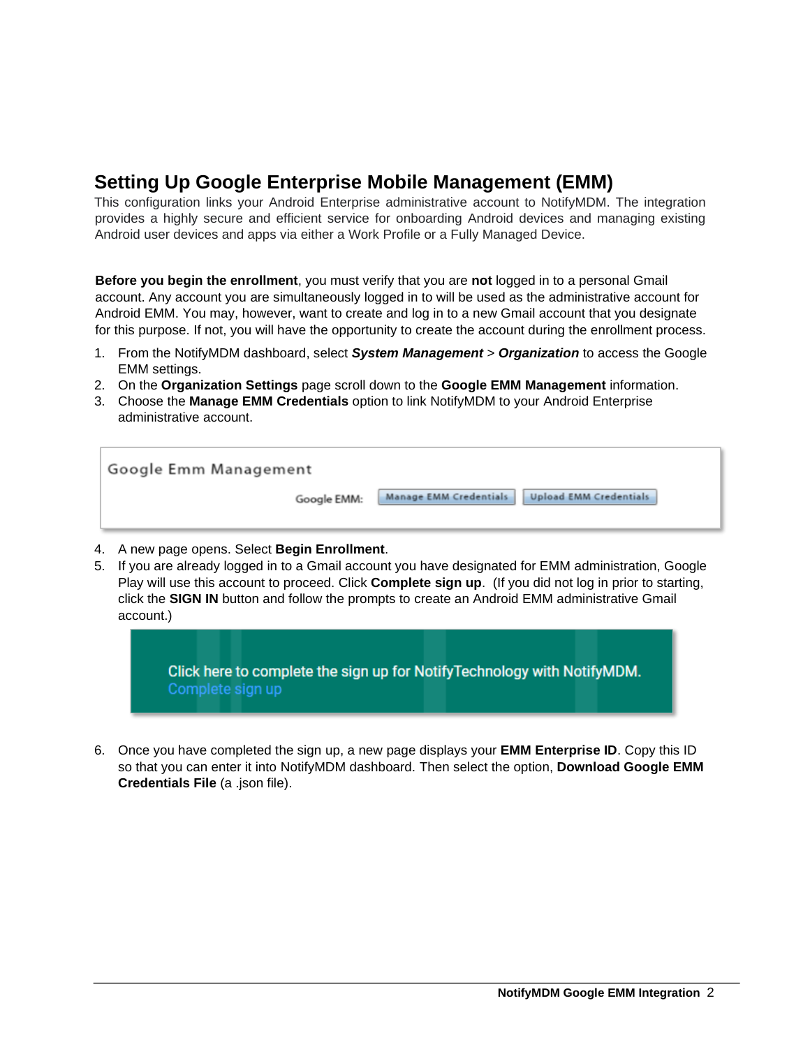## Setting Up Google Enterprise Mobile Management (EMM)

This configuration links your Android Enterprise administrative account to NotifyMDM. The integration provides a highly secure and efficient service for onboarding Android devices and managing existing Android user devices and apps via either a Work Profile or a Fully Managed Device.

**Before you begin the enrollment**, you must verify that you are **not** logged in to a personal Gmail account. Any account you are simultaneously logged in to will be used as the administrative account for Android EMM. You may, however, want to create and log in to a new Gmail account that you designate for this purpose. If not, you will have the opportunity to create the account during the enrollment process.

1. From the NotifyMDM dashboard, select ***System Management*** > ***Organization*** to access the Google EMM settings.
2. On the **Organization Settings** page scroll down to the **Google EMM Management** information.
3. Choose the **Manage EMM Credentials** option to link NotifyMDM to your Android Enterprise administrative account.

Google Emm Management

Google EMM: Manage EMM Credentials | Upload EMM Credentials

4. A new page opens. Select **Begin Enrollment**.
5. If you are already logged in to a Gmail account you have designated for EMM administration, Google Play will use this account to proceed. Click **Complete sign up**. (If you did not log in prior to starting, click the **SIGN IN** button and follow the prompts to create an Android EMM administrative Gmail account.)

Click here to complete the sign up for NotifyTechnology with NotifyMDM.
Complete sign up

6. Once you have completed the sign up, a new page displays your **EMM Enterprise ID**. Copy this ID so that you can enter it into NotifyMDM dashboard. Then select the option, **Download Google EMM Credentials File** (a .json file).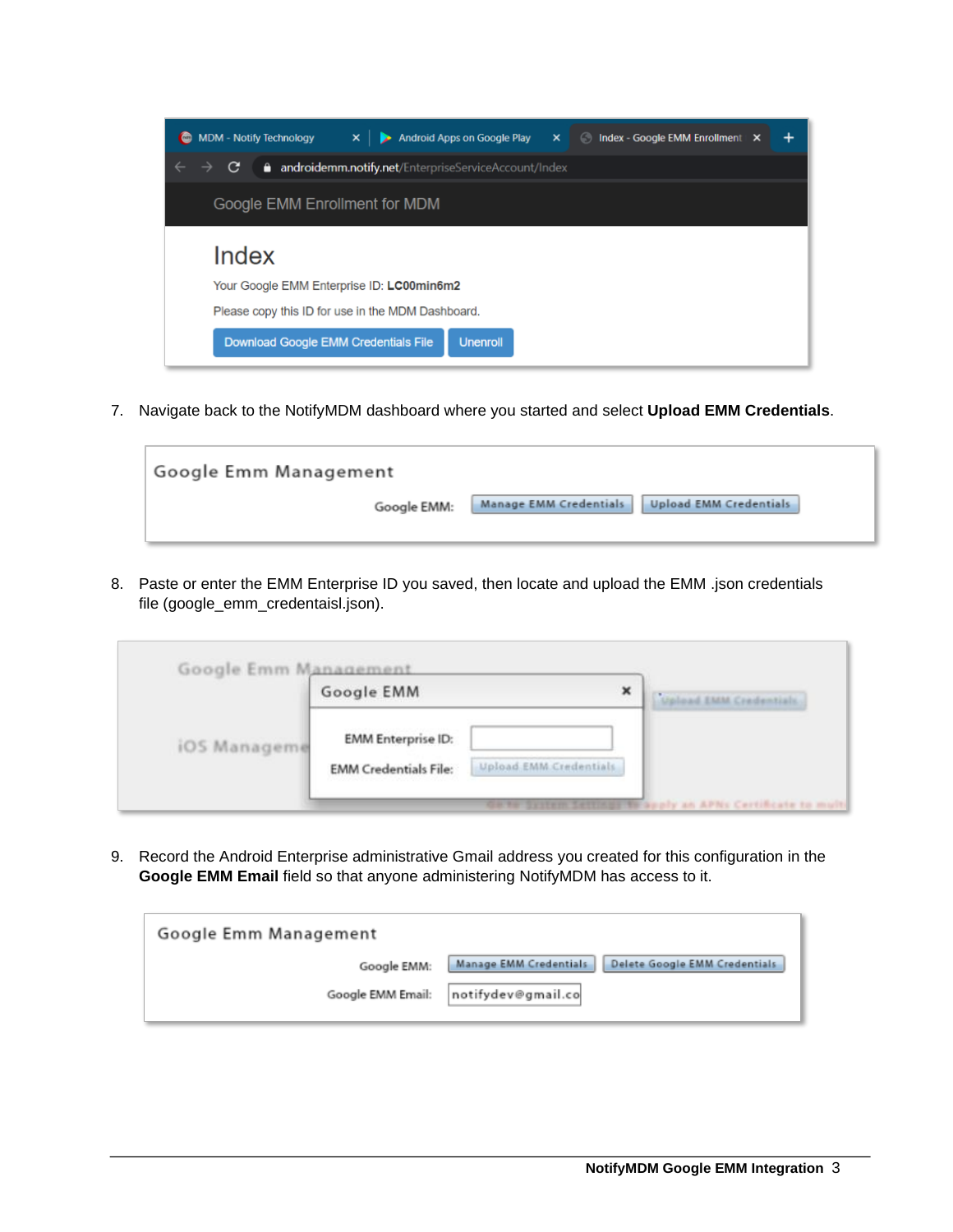7. Navigate back to the NotifyMDM dashboard where you started and select **Upload EMM Credentials**.

8. Paste or enter the EMM Enterprise ID you saved, then locate and upload the EMM .json credentials file (google_emm_credentaisl.json).

9. Record the Android Enterprise administrative Gmail address you created for this configuration in the **Google EMM Email** field so that anyone administering NotifyMDM has access to it.